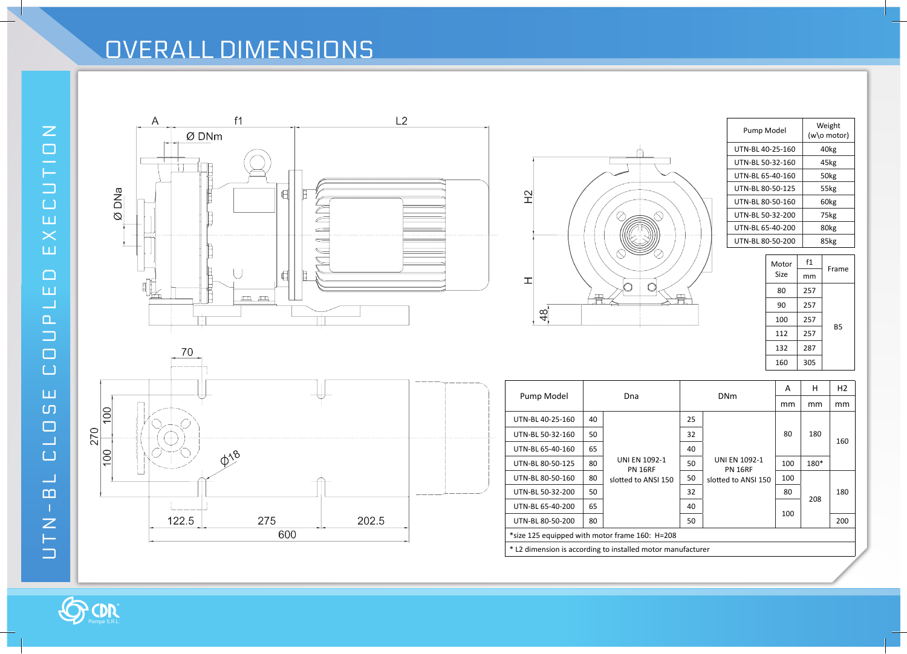# OVERALL DIMENSIONS

UTN-BL CLOSE COUPLED EXECUTION

| Pump Model | Weight (w\o motor) |
|---|---|
| UTN-BL 40-25-160 | 40kg |
| UTN-BL 50-32-160 | 45kg |
| UTN-BL 65-40-160 | 50kg |
| UTN-BL 80-50-125 | 55kg |
| UTN-BL 80-50-160 | 60kg |
| UTN-BL 50-32-200 | 75kg |
| UTN-BL 65-40-200 | 80kg |
| UTN-BL 80-50-200 | 85kg |

| Motor Size | f1 mm | Frame |
|---|---|---|
| 80 | 257 | B5 |
| 90 | 257 | |
| 100 | 257 | |
| 112 | 257 | |
| 132 | 287 | |
| 160 | 305 | |

| Pump Model | Dna | | DNm | | A mm | H mm | H2 mm |
|---|---|---|---|---|---|---|---|
| UTN-BL 40-25-160 | 40 | UNI EN 1092-1 PN 16RF slotted to ANSI 150 | 25 | UNI EN 1092-1 PN 16RF slotted to ANSI 150 | 80 | 180 | 160 |
| UTN-BL 50-32-160 | 50 | | 32 | | 80 | 180 | 160 |
| UTN-BL 65-40-160 | 65 | | 40 | | 80 | 180 | 160 |
| UTN-BL 80-50-125 | 80 | | 50 | | 100 | 180* | 160 |
| UTN-BL 80-50-160 | 80 | | 50 | | 100 | 208 | 180 |
| UTN-BL 50-32-200 | 50 | | 32 | | 80 | 208 | 180 |
| UTN-BL 65-40-200 | 65 | | 40 | | 100 | 208 | 180 |
| UTN-BL 80-50-200 | 80 | | 50 | | 100 | 208 | 200 |

*size 125 equipped with motor frame 160: H=208

* L2 dimension is according to installed motor manufacturer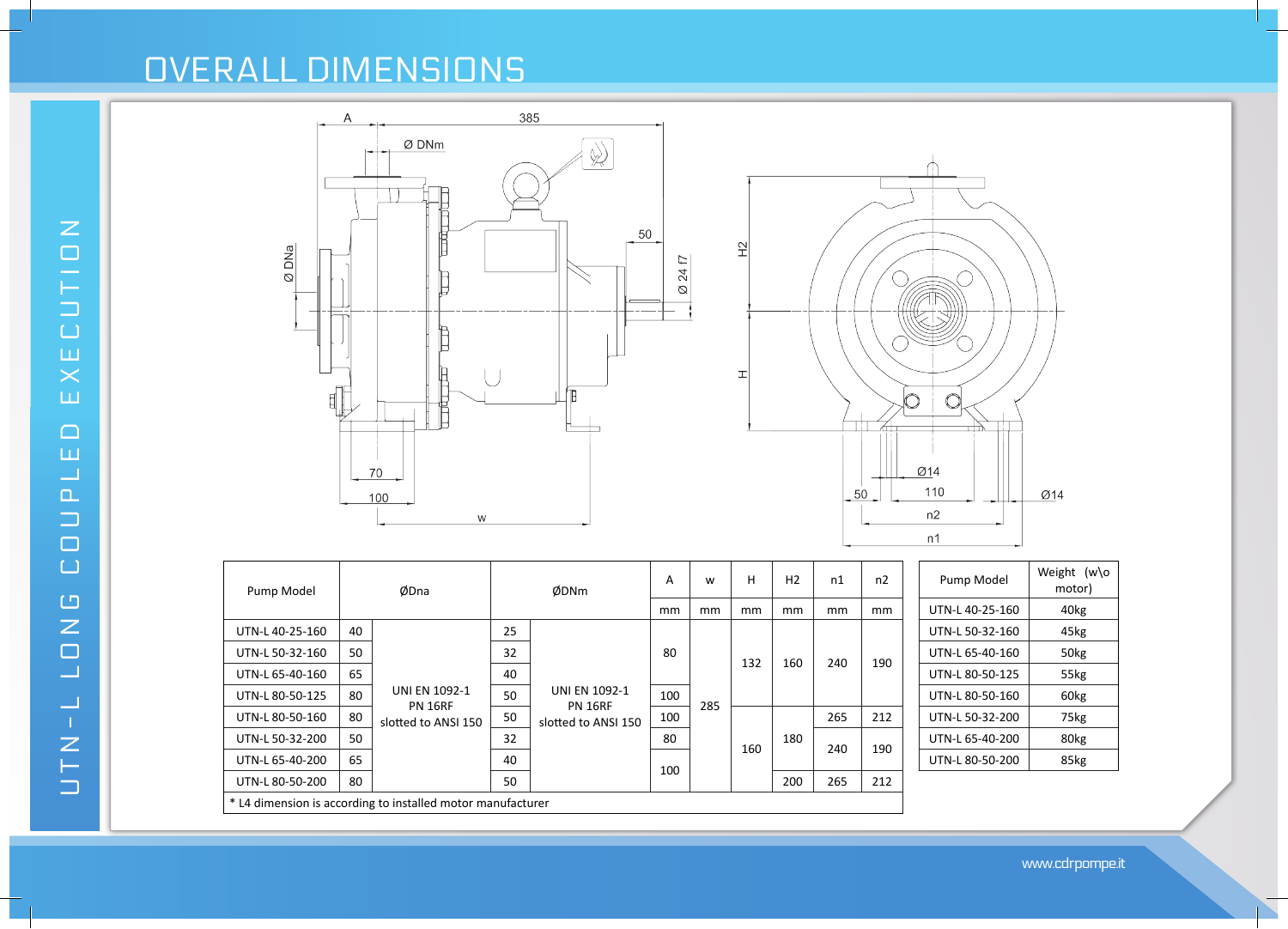# OVERALL DIMENSIONS

UTN-L LONG COUPLED EXECUTION

| Pump Model | ØDna | | ØDNm | | A | w | H | H2 | n1 | n2 |
|---|---|---|---|---|---|---|---|---|---|---|
| | | | | | mm | mm | mm | mm | mm | mm |
| UTN-L 40-25-160 | 40 | UNI EN 1092-1 PN 16RF slotted to ANSI 150 | 25 | UNI EN 1092-1 PN 16RF slotted to ANSI 150 | 80 | 285 | 132 | 160 | 240 | 190 |
| UTN-L 50-32-160 | 50 | | 32 | | 80 | 285 | 132 | 160 | 240 | 190 |
| UTN-L 65-40-160 | 65 | | 40 | | 80 | 285 | 132 | 160 | 240 | 190 |
| UTN-L 80-50-125 | 80 | | 50 | | 100 | 285 | 132 | 160 | 240 | 190 |
| UTN-L 80-50-160 | 80 | | 50 | | 100 | 285 | 160 | 180 | 265 | 212 |
| UTN-L 50-32-200 | 50 | | 32 | | 80 | 285 | 160 | 180 | 240 | 190 |
| UTN-L 65-40-200 | 65 | | 40 | | 100 | 285 | 160 | 180 | 240 | 190 |
| UTN-L 80-50-200 | 80 | | 50 | | 100 | 285 | 160 | 200 | 265 | 212 |

\* L4 dimension is according to installed motor manufacturer

| Pump Model | Weight (w\o motor) |
|---|---|
| UTN-L 40-25-160 | 40kg |
| UTN-L 50-32-160 | 45kg |
| UTN-L 65-40-160 | 50kg |
| UTN-L 80-50-125 | 55kg |
| UTN-L 80-50-160 | 60kg |
| UTN-L 50-32-200 | 75kg |
| UTN-L 65-40-200 | 80kg |
| UTN-L 80-50-200 | 85kg |

www.cdrpompe.it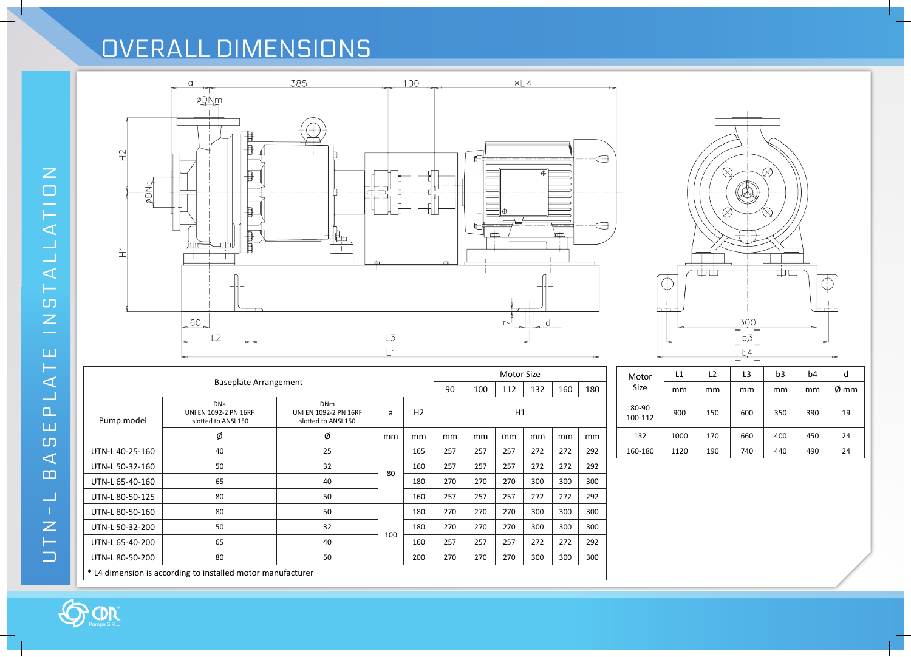# OVERALL DIMENSIONS

UTN-L BASEPLATE INSTALLATION

a
385
100
*L4
ØDNm
H2
ØDNa
H1
60
L2
L3
L1
7
d
300
b3
b4

| Baseplate Arrangement | | | | | Motor Size | | | | | |
|---|---|---|---|---|---|---|---|---|---|---|
| | | | | | 90 | 100 | 112 | 132 | 160 | 180 |
| Pump model | DNa UNI EN 1092-2 PN 16RF slotted to ANSI 150 | DNm UNI EN 1092-2 PN 16RF slotted to ANSI 150 | a | H2 | H1 | | | | | |
| | Ø | Ø | mm | mm | mm | mm | mm | mm | mm | mm |
| UTN-L 40-25-160 | 40 | 25 | 80 | 165 | 257 | 257 | 257 | 272 | 272 | 292 |
| UTN-L 50-32-160 | 50 | 32 | 80 | 160 | 257 | 257 | 257 | 272 | 272 | 292 |
| UTN-L 65-40-160 | 65 | 40 | 80 | 180 | 270 | 270 | 270 | 300 | 300 | 300 |
| UTN-L 80-50-125 | 80 | 50 | 80 | 160 | 257 | 257 | 257 | 272 | 272 | 292 |
| UTN-L 80-50-160 | 80 | 50 | 100 | 180 | 270 | 270 | 270 | 300 | 300 | 300 |
| UTN-L 50-32-200 | 50 | 32 | 100 | 180 | 270 | 270 | 270 | 300 | 300 | 300 |
| UTN-L 65-40-200 | 65 | 40 | 100 | 160 | 257 | 257 | 257 | 272 | 272 | 292 |
| UTN-L 80-50-200 | 80 | 50 | 100 | 200 | 270 | 270 | 270 | 300 | 300 | 300 |

* L4 dimension is according to installed motor manufacturer

| Motor Size | L1 | L2 | L3 | b3 | b4 | d |
|---|---|---|---|---|---|---|
| | mm | mm | mm | mm | mm | Ø mm |
| 80-90 100-112 | 900 | 150 | 600 | 350 | 390 | 19 |
| 132 | 1000 | 170 | 660 | 400 | 450 | 24 |
| 160-180 | 1120 | 190 | 740 | 440 | 490 | 24 |